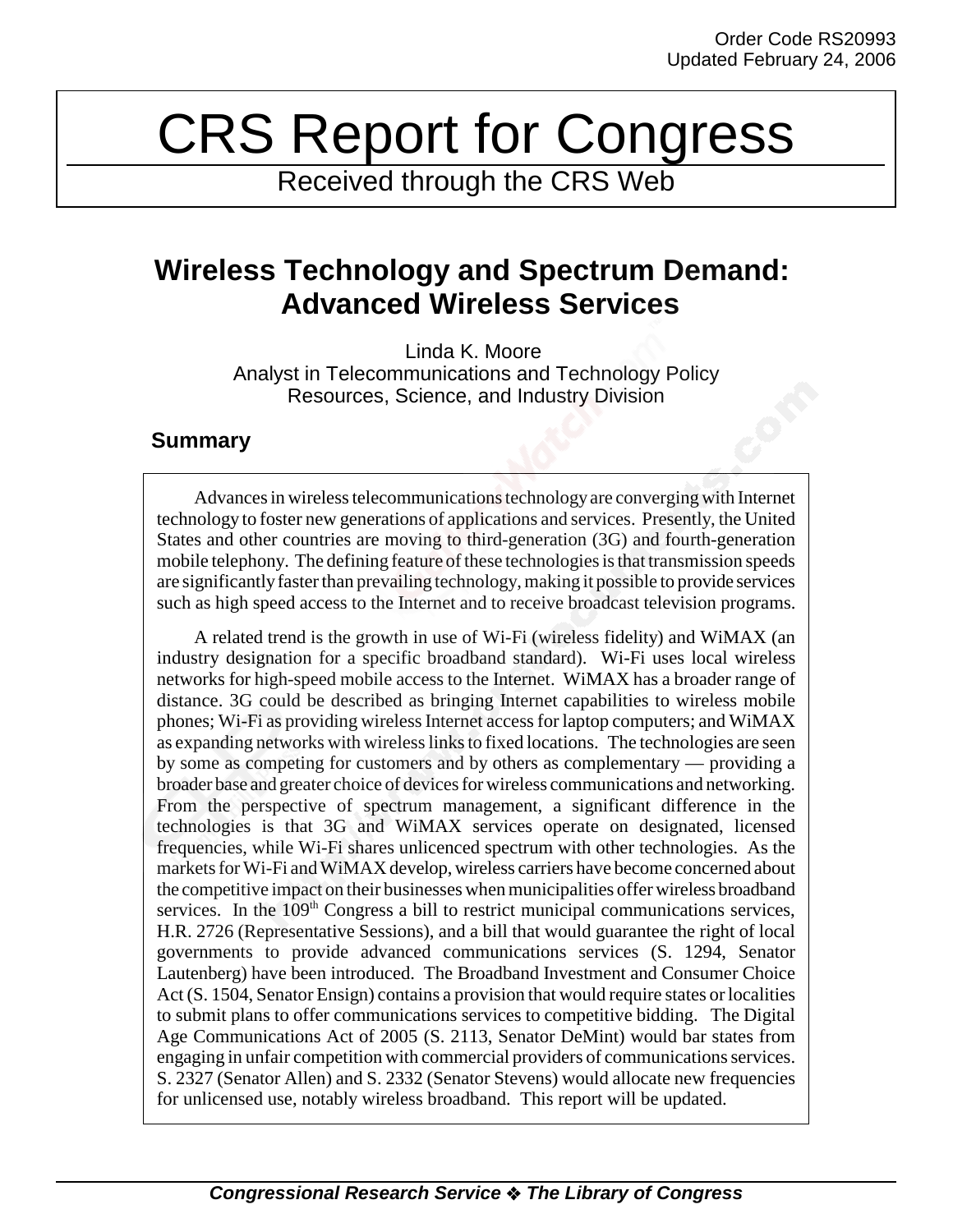Order Code RS20993
Updated February 24, 2006

# CRS Report for Congress

Received through the CRS Web

## Wireless Technology and Spectrum Demand: Advanced Wireless Services

Linda K. Moore
Analyst in Telecommunications and Technology Policy
Resources, Science, and Industry Division

### Summary

Advances in wireless telecommunications technology are converging with Internet technology to foster new generations of applications and services. Presently, the United States and other countries are moving to third-generation (3G) and fourth-generation mobile telephony. The defining feature of these technologies is that transmission speeds are significantly faster than prevailing technology, making it possible to provide services such as high speed access to the Internet and to receive broadcast television programs.

A related trend is the growth in use of Wi-Fi (wireless fidelity) and WiMAX (an industry designation for a specific broadband standard). Wi-Fi uses local wireless networks for high-speed mobile access to the Internet. WiMAX has a broader range of distance. 3G could be described as bringing Internet capabilities to wireless mobile phones; Wi-Fi as providing wireless Internet access for laptop computers; and WiMAX as expanding networks with wireless links to fixed locations. The technologies are seen by some as competing for customers and by others as complementary — providing a broader base and greater choice of devices for wireless communications and networking. From the perspective of spectrum management, a significant difference in the technologies is that 3G and WiMAX services operate on designated, licensed frequencies, while Wi-Fi shares unlicenced spectrum with other technologies. As the markets for Wi-Fi and WiMAX develop, wireless carriers have become concerned about the competitive impact on their businesses when municipalities offer wireless broadband services. In the 109th Congress a bill to restrict municipal communications services, H.R. 2726 (Representative Sessions), and a bill that would guarantee the right of local governments to provide advanced communications services (S. 1294, Senator Lautenberg) have been introduced. The Broadband Investment and Consumer Choice Act (S. 1504, Senator Ensign) contains a provision that would require states or localities to submit plans to offer communications services to competitive bidding. The Digital Age Communications Act of 2005 (S. 2113, Senator DeMint) would bar states from engaging in unfair competition with commercial providers of communications services. S. 2327 (Senator Allen) and S. 2332 (Senator Stevens) would allocate new frequencies for unlicensed use, notably wireless broadband. This report will be updated.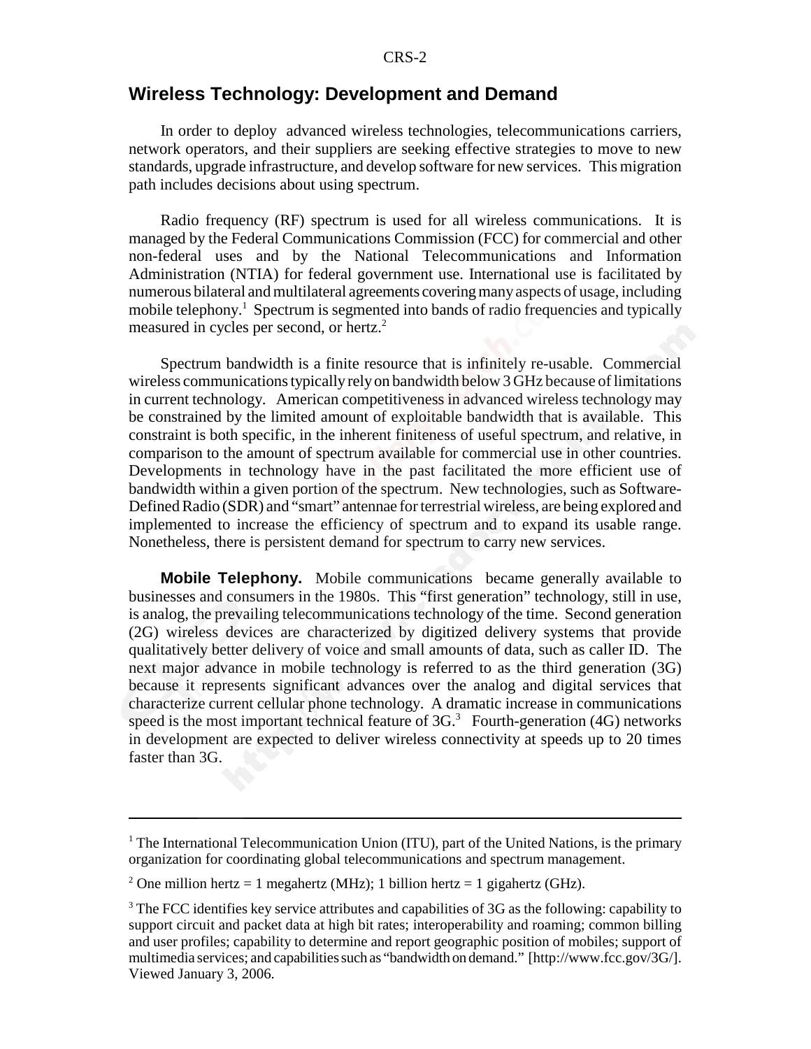## Wireless Technology: Development and Demand

In order to deploy advanced wireless technologies, telecommunications carriers, network operators, and their suppliers are seeking effective strategies to move to new standards, upgrade infrastructure, and develop software for new services. This migration path includes decisions about using spectrum.

Radio frequency (RF) spectrum is used for all wireless communications. It is managed by the Federal Communications Commission (FCC) for commercial and other non-federal uses and by the National Telecommunications and Information Administration (NTIA) for federal government use. International use is facilitated by numerous bilateral and multilateral agreements covering many aspects of usage, including mobile telephony.[1] Spectrum is segmented into bands of radio frequencies and typically measured in cycles per second, or hertz.[2]

Spectrum bandwidth is a finite resource that is infinitely re-usable. Commercial wireless communications typically rely on bandwidth below 3 GHz because of limitations in current technology. American competitiveness in advanced wireless technology may be constrained by the limited amount of exploitable bandwidth that is available. This constraint is both specific, in the inherent finiteness of useful spectrum, and relative, in comparison to the amount of spectrum available for commercial use in other countries. Developments in technology have in the past facilitated the more efficient use of bandwidth within a given portion of the spectrum. New technologies, such as Software-Defined Radio (SDR) and "smart" antennae for terrestrial wireless, are being explored and implemented to increase the efficiency of spectrum and to expand its usable range. Nonetheless, there is persistent demand for spectrum to carry new services.

**Mobile Telephony.** Mobile communications became generally available to businesses and consumers in the 1980s. This "first generation" technology, still in use, is analog, the prevailing telecommunications technology of the time. Second generation (2G) wireless devices are characterized by digitized delivery systems that provide qualitatively better delivery of voice and small amounts of data, such as caller ID. The next major advance in mobile technology is referred to as the third generation (3G) because it represents significant advances over the analog and digital services that characterize current cellular phone technology. A dramatic increase in communications speed is the most important technical feature of 3G.[3] Fourth-generation (4G) networks in development are expected to deliver wireless connectivity at speeds up to 20 times faster than 3G.

---

[1] The International Telecommunication Union (ITU), part of the United Nations, is the primary organization for coordinating global telecommunications and spectrum management.

[2] One million hertz = 1 megahertz (MHz); 1 billion hertz = 1 gigahertz (GHz).

[3] The FCC identifies key service attributes and capabilities of 3G as the following: capability to support circuit and packet data at high bit rates; interoperability and roaming; common billing and user profiles; capability to determine and report geographic position of mobiles; support of multimedia services; and capabilities such as "bandwidth on demand." [http://www.fcc.gov/3G/]. Viewed January 3, 2006.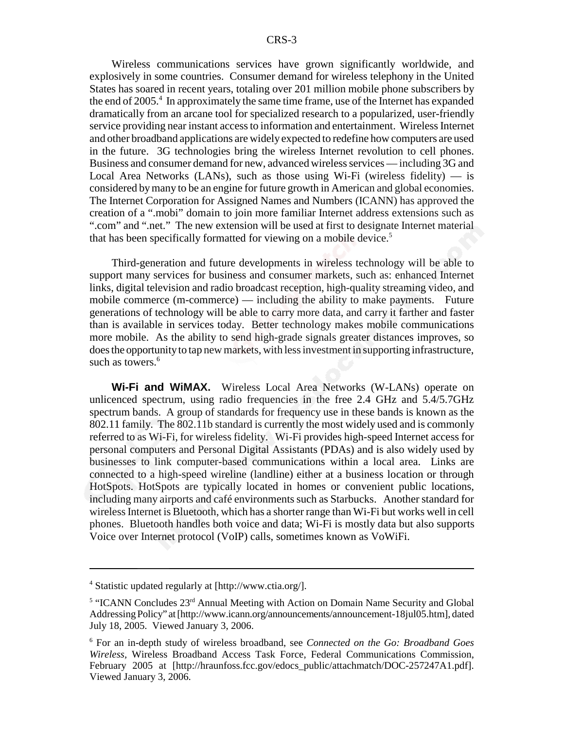Wireless communications services have grown significantly worldwide, and explosively in some countries. Consumer demand for wireless telephony in the United States has soared in recent years, totaling over 201 million mobile phone subscribers by the end of 2005.[4] In approximately the same time frame, use of the Internet has expanded dramatically from an arcane tool for specialized research to a popularized, user-friendly service providing near instant access to information and entertainment. Wireless Internet and other broadband applications are widely expected to redefine how computers are used in the future. 3G technologies bring the wireless Internet revolution to cell phones. Business and consumer demand for new, advanced wireless services — including 3G and Local Area Networks (LANs), such as those using Wi-Fi (wireless fidelity) — is considered by many to be an engine for future growth in American and global economies. The Internet Corporation for Assigned Names and Numbers (ICANN) has approved the creation of a ".mobi" domain to join more familiar Internet address extensions such as ".com" and ".net." The new extension will be used at first to designate Internet material that has been specifically formatted for viewing on a mobile device.[5]

Third-generation and future developments in wireless technology will be able to support many services for business and consumer markets, such as: enhanced Internet links, digital television and radio broadcast reception, high-quality streaming video, and mobile commerce (m-commerce) — including the ability to make payments. Future generations of technology will be able to carry more data, and carry it farther and faster than is available in services today. Better technology makes mobile communications more mobile. As the ability to send high-grade signals greater distances improves, so does the opportunity to tap new markets, with less investment in supporting infrastructure, such as towers.[6]

**Wi-Fi and WiMAX.** Wireless Local Area Networks (W-LANs) operate on unlicenced spectrum, using radio frequencies in the free 2.4 GHz and 5.4/5.7GHz spectrum bands. A group of standards for frequency use in these bands is known as the 802.11 family. The 802.11b standard is currently the most widely used and is commonly referred to as Wi-Fi, for wireless fidelity. Wi-Fi provides high-speed Internet access for personal computers and Personal Digital Assistants (PDAs) and is also widely used by businesses to link computer-based communications within a local area. Links are connected to a high-speed wireline (landline) either at a business location or through HotSpots. HotSpots are typically located in homes or convenient public locations, including many airports and café environments such as Starbucks. Another standard for wireless Internet is Bluetooth, which has a shorter range than Wi-Fi but works well in cell phones. Bluetooth handles both voice and data; Wi-Fi is mostly data but also supports Voice over Internet protocol (VoIP) calls, sometimes known as VoWiFi.

---

[4] Statistic updated regularly at [http://www.ctia.org/].

[5] "ICANN Concludes 23rd Annual Meeting with Action on Domain Name Security and Global Addressing Policy" at [http://www.icann.org/announcements/announcement-18jul05.htm], dated July 18, 2005. Viewed January 3, 2006.

[6] For an in-depth study of wireless broadband, see *Connected on the Go: Broadband Goes Wireless*, Wireless Broadband Access Task Force, Federal Communications Commission, February 2005 at [http://hraunfoss.fcc.gov/edocs_public/attachmatch/DOC-257247A1.pdf]. Viewed January 3, 2006.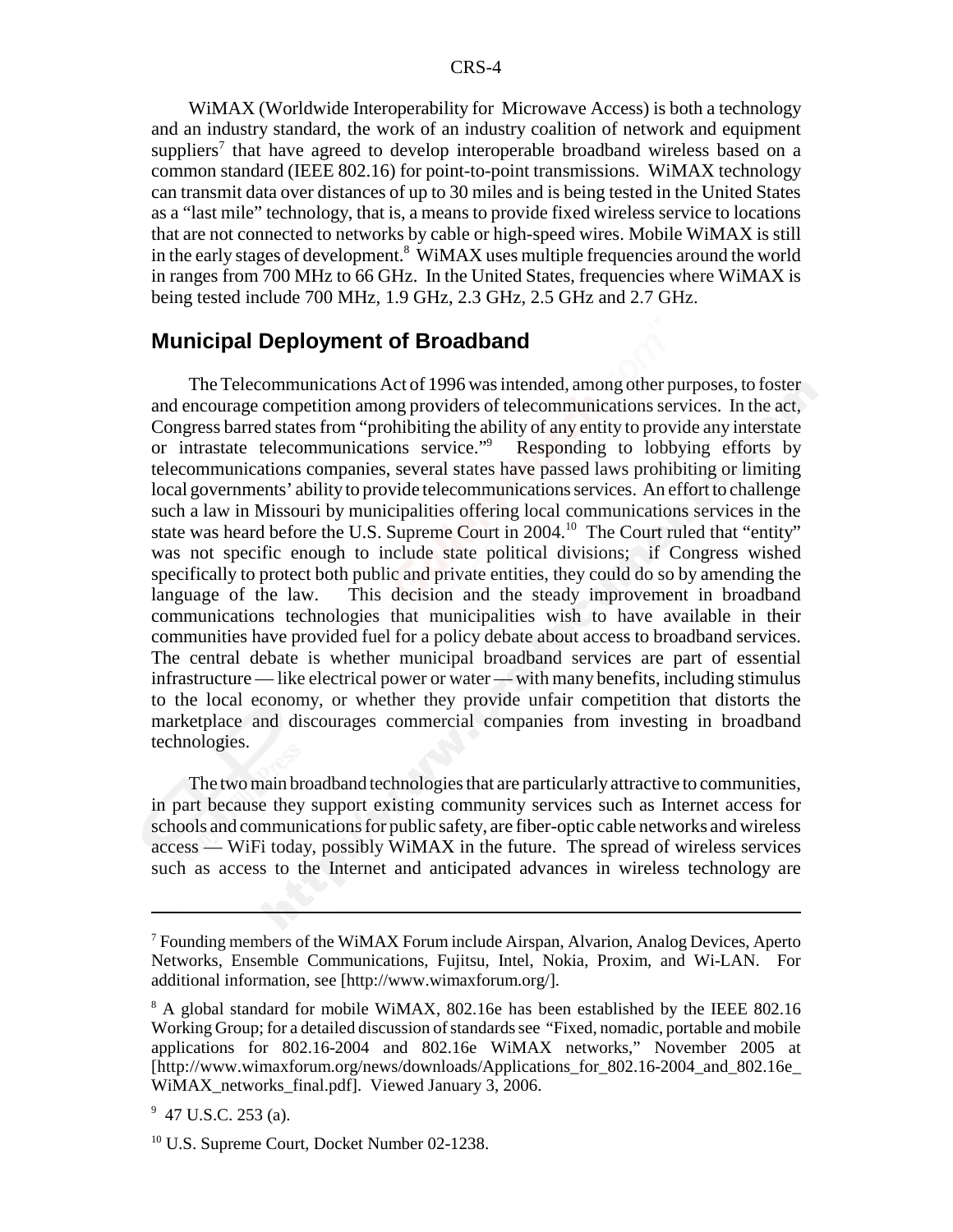WiMAX (Worldwide Interoperability for Microwave Access) is both a technology and an industry standard, the work of an industry coalition of network and equipment suppliers[7] that have agreed to develop interoperable broadband wireless based on a common standard (IEEE 802.16) for point-to-point transmissions. WiMAX technology can transmit data over distances of up to 30 miles and is being tested in the United States as a "last mile" technology, that is, a means to provide fixed wireless service to locations that are not connected to networks by cable or high-speed wires. Mobile WiMAX is still in the early stages of development.[8] WiMAX uses multiple frequencies around the world in ranges from 700 MHz to 66 GHz. In the United States, frequencies where WiMAX is being tested include 700 MHz, 1.9 GHz, 2.3 GHz, 2.5 GHz and 2.7 GHz.

## Municipal Deployment of Broadband

The Telecommunications Act of 1996 was intended, among other purposes, to foster and encourage competition among providers of telecommunications services. In the act, Congress barred states from "prohibiting the ability of any entity to provide any interstate or intrastate telecommunications service."[9] Responding to lobbying efforts by telecommunications companies, several states have passed laws prohibiting or limiting local governments' ability to provide telecommunications services. An effort to challenge such a law in Missouri by municipalities offering local communications services in the state was heard before the U.S. Supreme Court in 2004.[10] The Court ruled that "entity" was not specific enough to include state political divisions; if Congress wished specifically to protect both public and private entities, they could do so by amending the language of the law. This decision and the steady improvement in broadband communications technologies that municipalities wish to have available in their communities have provided fuel for a policy debate about access to broadband services. The central debate is whether municipal broadband services are part of essential infrastructure — like electrical power or water — with many benefits, including stimulus to the local economy, or whether they provide unfair competition that distorts the marketplace and discourages commercial companies from investing in broadband technologies.

The two main broadband technologies that are particularly attractive to communities, in part because they support existing community services such as Internet access for schools and communications for public safety, are fiber-optic cable networks and wireless access — WiFi today, possibly WiMAX in the future. The spread of wireless services such as access to the Internet and anticipated advances in wireless technology are

---

[7] Founding members of the WiMAX Forum include Airspan, Alvarion, Analog Devices, Aperto Networks, Ensemble Communications, Fujitsu, Intel, Nokia, Proxim, and Wi-LAN. For additional information, see [http://www.wimaxforum.org/].

[8] A global standard for mobile WiMAX, 802.16e has been established by the IEEE 802.16 Working Group; for a detailed discussion of standards see "Fixed, nomadic, portable and mobile applications for 802.16-2004 and 802.16e WiMAX networks," November 2005 at [http://www.wimaxforum.org/news/downloads/Applications_for_802.16-2004_and_802.16e_WiMAX_networks_final.pdf]. Viewed January 3, 2006.

[9] 47 U.S.C. 253 (a).

[10] U.S. Supreme Court, Docket Number 02-1238.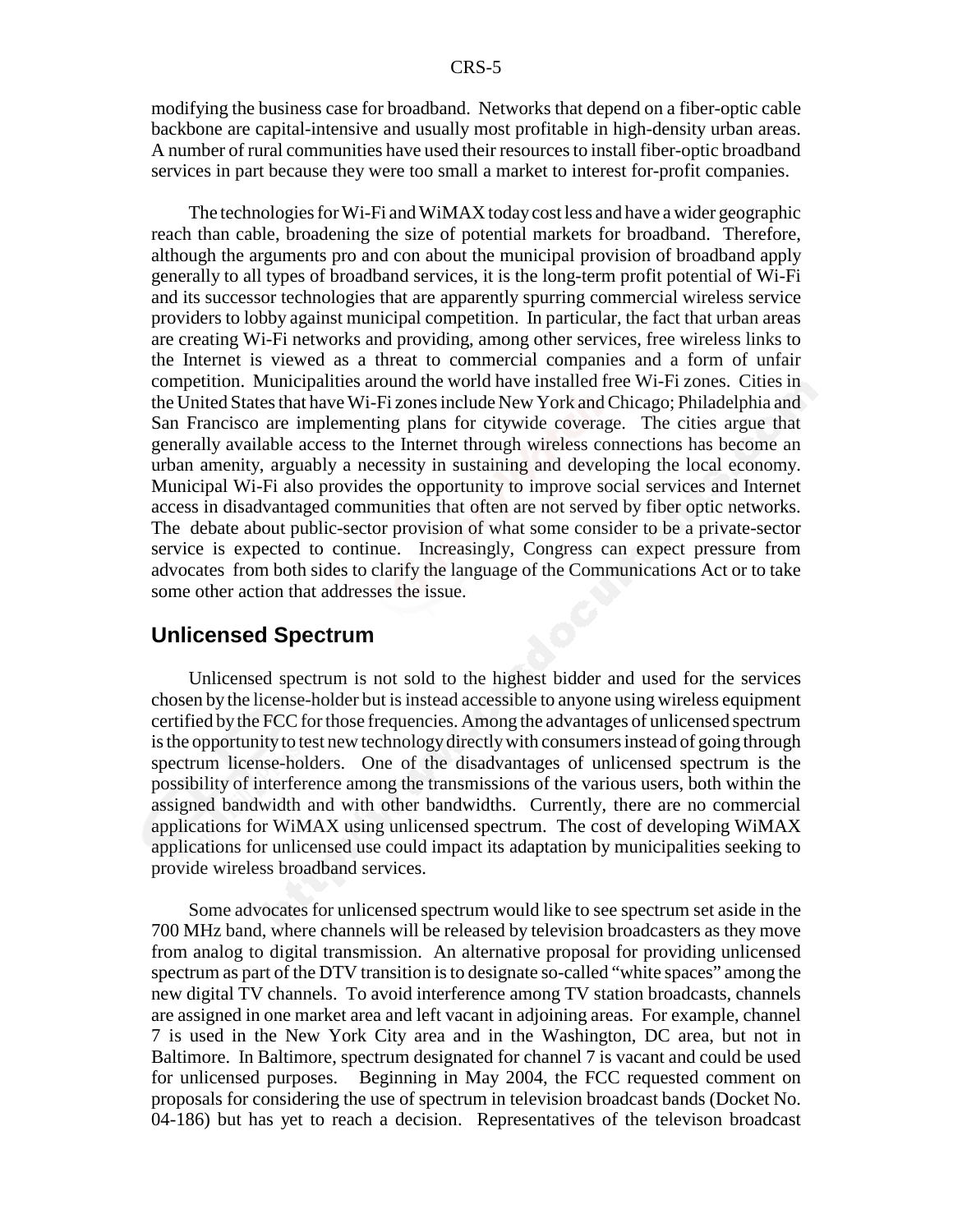modifying the business case for broadband. Networks that depend on a fiber-optic cable backbone are capital-intensive and usually most profitable in high-density urban areas. A number of rural communities have used their resources to install fiber-optic broadband services in part because they were too small a market to interest for-profit companies.

The technologies for Wi-Fi and WiMAX today cost less and have a wider geographic reach than cable, broadening the size of potential markets for broadband. Therefore, although the arguments pro and con about the municipal provision of broadband apply generally to all types of broadband services, it is the long-term profit potential of Wi-Fi and its successor technologies that are apparently spurring commercial wireless service providers to lobby against municipal competition. In particular, the fact that urban areas are creating Wi-Fi networks and providing, among other services, free wireless links to the Internet is viewed as a threat to commercial companies and a form of unfair competition. Municipalities around the world have installed free Wi-Fi zones. Cities in the United States that have Wi-Fi zones include New York and Chicago; Philadelphia and San Francisco are implementing plans for citywide coverage. The cities argue that generally available access to the Internet through wireless connections has become an urban amenity, arguably a necessity in sustaining and developing the local economy. Municipal Wi-Fi also provides the opportunity to improve social services and Internet access in disadvantaged communities that often are not served by fiber optic networks. The debate about public-sector provision of what some consider to be a private-sector service is expected to continue. Increasingly, Congress can expect pressure from advocates from both sides to clarify the language of the Communications Act or to take some other action that addresses the issue.

## Unlicensed Spectrum

Unlicensed spectrum is not sold to the highest bidder and used for the services chosen by the license-holder but is instead accessible to anyone using wireless equipment certified by the FCC for those frequencies. Among the advantages of unlicensed spectrum is the opportunity to test new technology directly with consumers instead of going through spectrum license-holders. One of the disadvantages of unlicensed spectrum is the possibility of interference among the transmissions of the various users, both within the assigned bandwidth and with other bandwidths. Currently, there are no commercial applications for WiMAX using unlicensed spectrum. The cost of developing WiMAX applications for unlicensed use could impact its adaptation by municipalities seeking to provide wireless broadband services.

Some advocates for unlicensed spectrum would like to see spectrum set aside in the 700 MHz band, where channels will be released by television broadcasters as they move from analog to digital transmission. An alternative proposal for providing unlicensed spectrum as part of the DTV transition is to designate so-called "white spaces" among the new digital TV channels. To avoid interference among TV station broadcasts, channels are assigned in one market area and left vacant in adjoining areas. For example, channel 7 is used in the New York City area and in the Washington, DC area, but not in Baltimore. In Baltimore, spectrum designated for channel 7 is vacant and could be used for unlicensed purposes. Beginning in May 2004, the FCC requested comment on proposals for considering the use of spectrum in television broadcast bands (Docket No. 04-186) but has yet to reach a decision. Representatives of the televison broadcast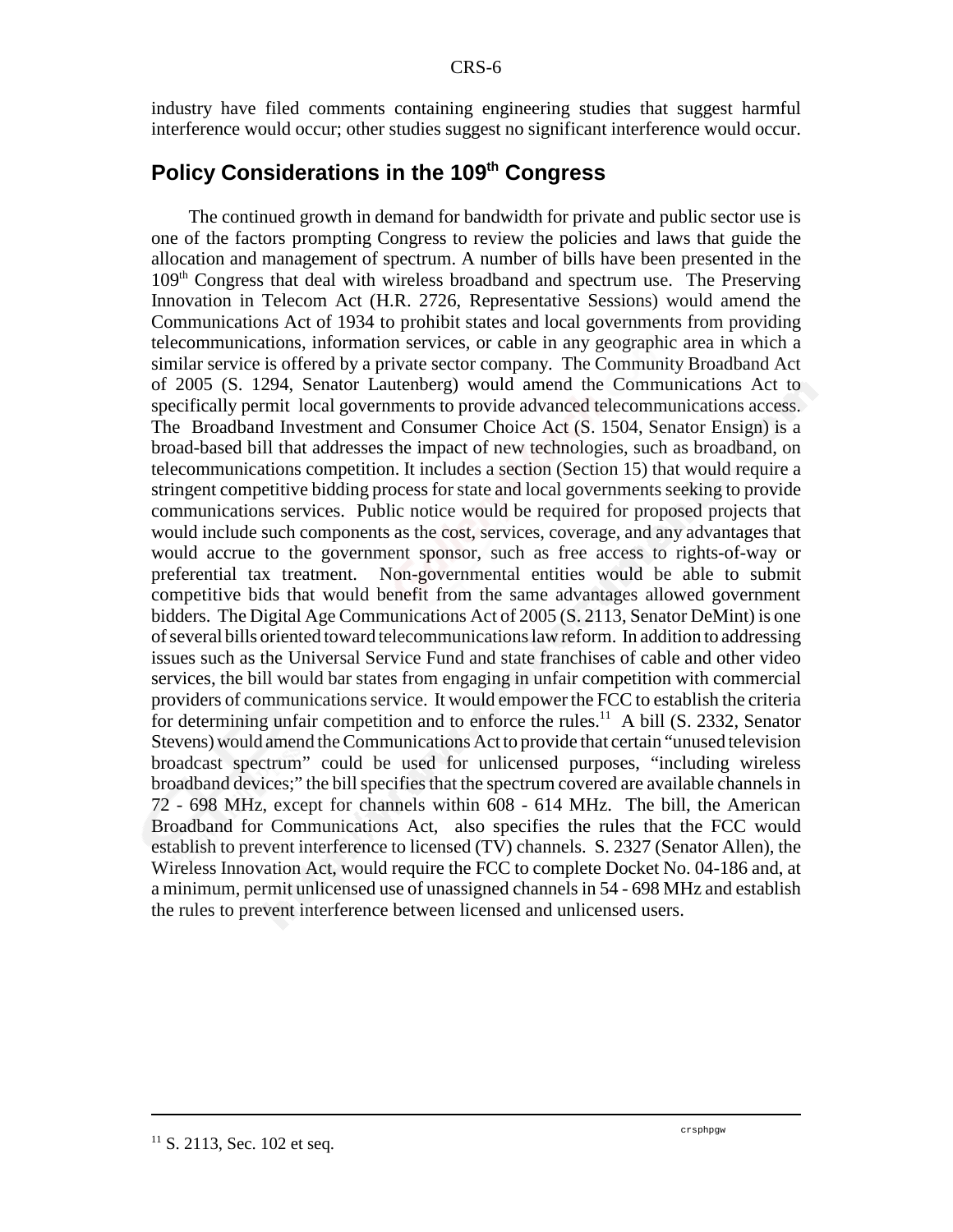industry have filed comments containing engineering studies that suggest harmful interference would occur; other studies suggest no significant interference would occur.

## Policy Considerations in the 109th Congress

The continued growth in demand for bandwidth for private and public sector use is one of the factors prompting Congress to review the policies and laws that guide the allocation and management of spectrum. A number of bills have been presented in the 109th Congress that deal with wireless broadband and spectrum use. The Preserving Innovation in Telecom Act (H.R. 2726, Representative Sessions) would amend the Communications Act of 1934 to prohibit states and local governments from providing telecommunications, information services, or cable in any geographic area in which a similar service is offered by a private sector company. The Community Broadband Act of 2005 (S. 1294, Senator Lautenberg) would amend the Communications Act to specifically permit local governments to provide advanced telecommunications access. The Broadband Investment and Consumer Choice Act (S. 1504, Senator Ensign) is a broad-based bill that addresses the impact of new technologies, such as broadband, on telecommunications competition. It includes a section (Section 15) that would require a stringent competitive bidding process for state and local governments seeking to provide communications services. Public notice would be required for proposed projects that would include such components as the cost, services, coverage, and any advantages that would accrue to the government sponsor, such as free access to rights-of-way or preferential tax treatment. Non-governmental entities would be able to submit competitive bids that would benefit from the same advantages allowed government bidders. The Digital Age Communications Act of 2005 (S. 2113, Senator DeMint) is one of several bills oriented toward telecommunications law reform. In addition to addressing issues such as the Universal Service Fund and state franchises of cable and other video services, the bill would bar states from engaging in unfair competition with commercial providers of communications service. It would empower the FCC to establish the criteria for determining unfair competition and to enforce the rules.[11] A bill (S. 2332, Senator Stevens) would amend the Communications Act to provide that certain "unused television broadcast spectrum" could be used for unlicensed purposes, "including wireless broadband devices;" the bill specifies that the spectrum covered are available channels in 72 - 698 MHz, except for channels within 608 - 614 MHz. The bill, the American Broadband for Communications Act, also specifies the rules that the FCC would establish to prevent interference to licensed (TV) channels. S. 2327 (Senator Allen), the Wireless Innovation Act, would require the FCC to complete Docket No. 04-186 and, at a minimum, permit unlicensed use of unassigned channels in 54 - 698 MHz and establish the rules to prevent interference between licensed and unlicensed users.

[11] S. 2113, Sec. 102 et seq.